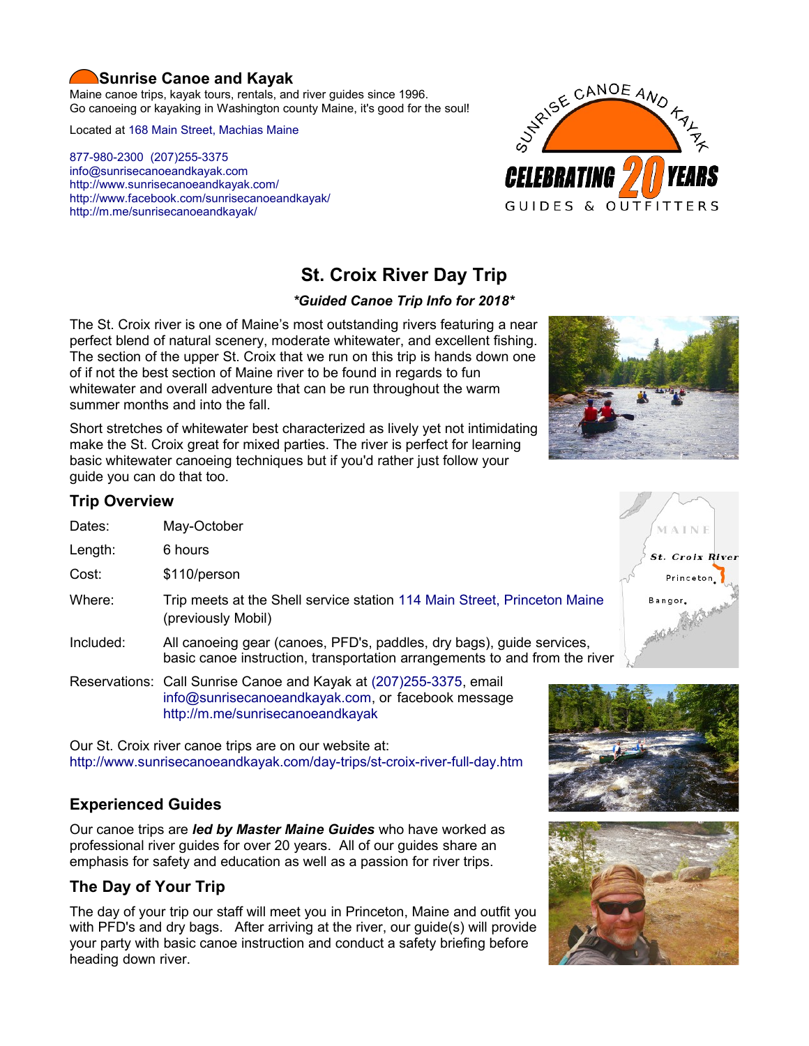# Sunrise Canoe and Kayak

Maine canoe trips, kayak tours, rentals, and river guides since 1996.
Go canoeing or kayaking in Washington county Maine, it's good for the soul!

Located at 168 Main Street, Machias Maine

877-980-2300 (207)255-3375
info@sunrisecanoeandkayak.com
http://www.sunrisecanoeandkayak.com/
http://www.facebook.com/sunrisecanoeandkayak/
http://m.me/sunrisecanoeandkayak/

## St. Croix River Day Trip

***Guided Canoe Trip Info for 2018***

The St. Croix river is one of Maine's most outstanding rivers featuring a near perfect blend of natural scenery, moderate whitewater, and excellent fishing. The section of the upper St. Croix that we run on this trip is hands down one of if not the best section of Maine river to be found in regards to fun whitewater and overall adventure that can be run throughout the warm summer months and into the fall.

Short stretches of whitewater best characterized as lively yet not intimidating make the St. Croix great for mixed parties. The river is perfect for learning basic whitewater canoeing techniques but if you'd rather just follow your guide you can do that too.

### Trip Overview

| | |
|---|---|
| Dates: | May-October |
| Length: | 6 hours |
| Cost: | $110/person |
| Where: | Trip meets at the Shell service station 114 Main Street, Princeton Maine (previously Mobil) |
| Included: | All canoeing gear (canoes, PFD's, paddles, dry bags), guide services, basic canoe instruction, transportation arrangements to and from the river |
| Reservations: | Call Sunrise Canoe and Kayak at (207)255-3375, email info@sunrisecanoeandkayak.com, or facebook message http://m.me/sunrisecanoeandkayak |

Our St. Croix river canoe trips are on our website at:
http://www.sunrisecanoeandkayak.com/day-trips/st-croix-river-full-day.htm

### Experienced Guides

Our canoe trips are ***led by Master Maine Guides*** who have worked as professional river guides for over 20 years. All of our guides share an emphasis for safety and education as well as a passion for river trips.

### The Day of Your Trip

The day of your trip our staff will meet you in Princeton, Maine and outfit you with PFD's and dry bags. After arriving at the river, our guide(s) will provide your party with basic canoe instruction and conduct a safety briefing before heading down river.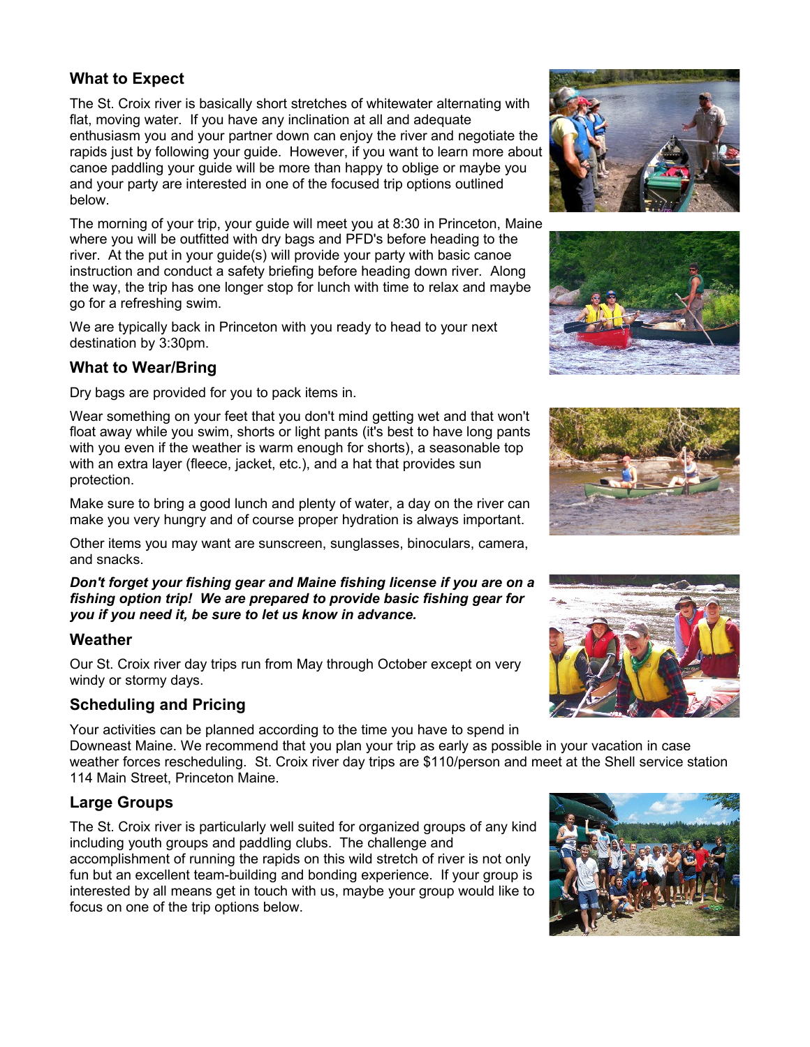## What to Expect

The St. Croix river is basically short stretches of whitewater alternating with flat, moving water. If you have any inclination at all and adequate enthusiasm you and your partner down can enjoy the river and negotiate the rapids just by following your guide. However, if you want to learn more about canoe paddling your guide will be more than happy to oblige or maybe you and your party are interested in one of the focused trip options outlined below.

The morning of your trip, your guide will meet you at 8:30 in Princeton, Maine where you will be outfitted with dry bags and PFD's before heading to the river. At the put in your guide(s) will provide your party with basic canoe instruction and conduct a safety briefing before heading down river. Along the way, the trip has one longer stop for lunch with time to relax and maybe go for a refreshing swim.

We are typically back in Princeton with you ready to head to your next destination by 3:30pm.

## What to Wear/Bring

Dry bags are provided for you to pack items in.

Wear something on your feet that you don't mind getting wet and that won't float away while you swim, shorts or light pants (it's best to have long pants with you even if the weather is warm enough for shorts), a seasonable top with an extra layer (fleece, jacket, etc.), and a hat that provides sun protection.

Make sure to bring a good lunch and plenty of water, a day on the river can make you very hungry and of course proper hydration is always important.

Other items you may want are sunscreen, sunglasses, binoculars, camera, and snacks.

***Don't forget your fishing gear and Maine fishing license if you are on a fishing option trip! We are prepared to provide basic fishing gear for you if you need it, be sure to let us know in advance.***

## Weather

Our St. Croix river day trips run from May through October except on very windy or stormy days.

## Scheduling and Pricing

Your activities can be planned according to the time you have to spend in Downeast Maine. We recommend that you plan your trip as early as possible in your vacation in case weather forces rescheduling. St. Croix river day trips are $110/person and meet at the Shell service station 114 Main Street, Princeton Maine.

## Large Groups

The St. Croix river is particularly well suited for organized groups of any kind including youth groups and paddling clubs. The challenge and accomplishment of running the rapids on this wild stretch of river is not only fun but an excellent team-building and bonding experience. If your group is interested by all means get in touch with us, maybe your group would like to focus on one of the trip options below.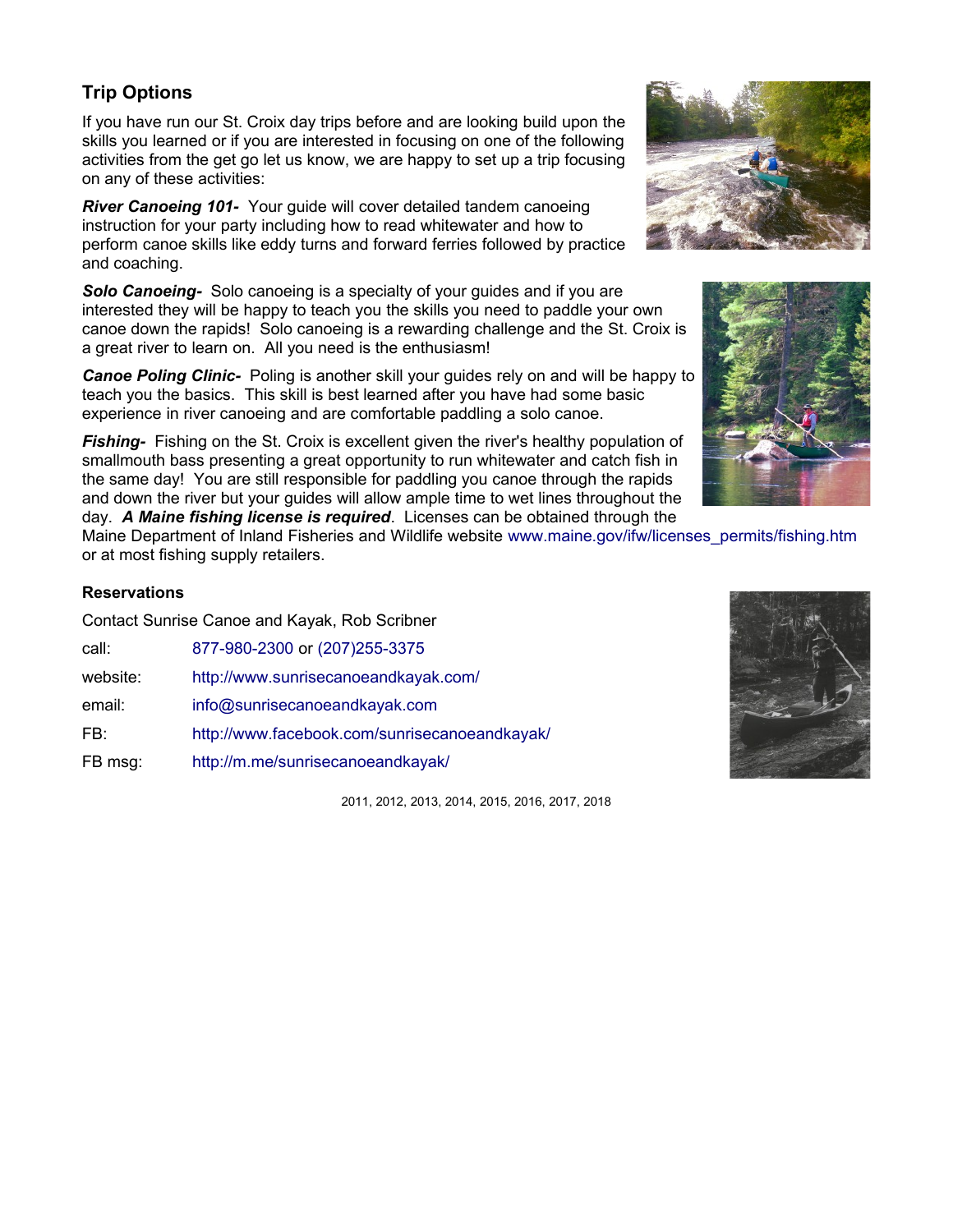## Trip Options

If you have run our St. Croix day trips before and are looking build upon the skills you learned or if you are interested in focusing on one of the following activities from the get go let us know, we are happy to set up a trip focusing on any of these activities:

***River Canoeing 101-*** Your guide will cover detailed tandem canoeing instruction for your party including how to read whitewater and how to perform canoe skills like eddy turns and forward ferries followed by practice and coaching.

***Solo Canoeing-*** Solo canoeing is a specialty of your guides and if you are interested they will be happy to teach you the skills you need to paddle your own canoe down the rapids! Solo canoeing is a rewarding challenge and the St. Croix is a great river to learn on. All you need is the enthusiasm!

***Canoe Poling Clinic-*** Poling is another skill your guides rely on and will be happy to teach you the basics. This skill is best learned after you have had some basic experience in river canoeing and are comfortable paddling a solo canoe.

***Fishing-*** Fishing on the St. Croix is excellent given the river's healthy population of smallmouth bass presenting a great opportunity to run whitewater and catch fish in the same day! You are still responsible for paddling you canoe through the rapids and down the river but your guides will allow ample time to wet lines throughout the day. ***A Maine fishing license is required***. Licenses can be obtained through the Maine Department of Inland Fisheries and Wildlife website www.maine.gov/ifw/licenses_permits/fishing.htm or at most fishing supply retailers.

### Reservations

Contact Sunrise Canoe and Kayak, Rob Scribner

| | |
|---|---|
| call: | 877-980-2300 or (207)255-3375 |
| website: | http://www.sunrisecanoeandkayak.com/ |
| email: | info@sunrisecanoeandkayak.com |
| FB: | http://www.facebook.com/sunrisecanoeandkayak/ |
| FB msg: | http://m.me/sunrisecanoeandkayak/ |

2011, 2012, 2013, 2014, 2015, 2016, 2017, 2018